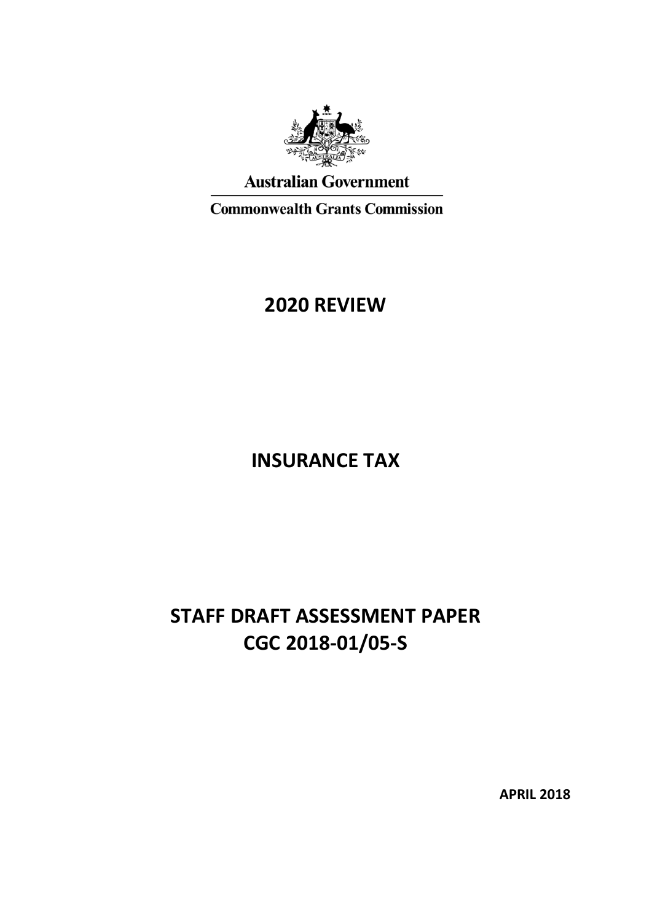Australian Government

Commonwealth Grants Commission

# 2020 REVIEW

# INSURANCE TAX

# STAFF DRAFT ASSESSMENT PAPER
# CGC 2018-01/05-S

**APRIL 2018**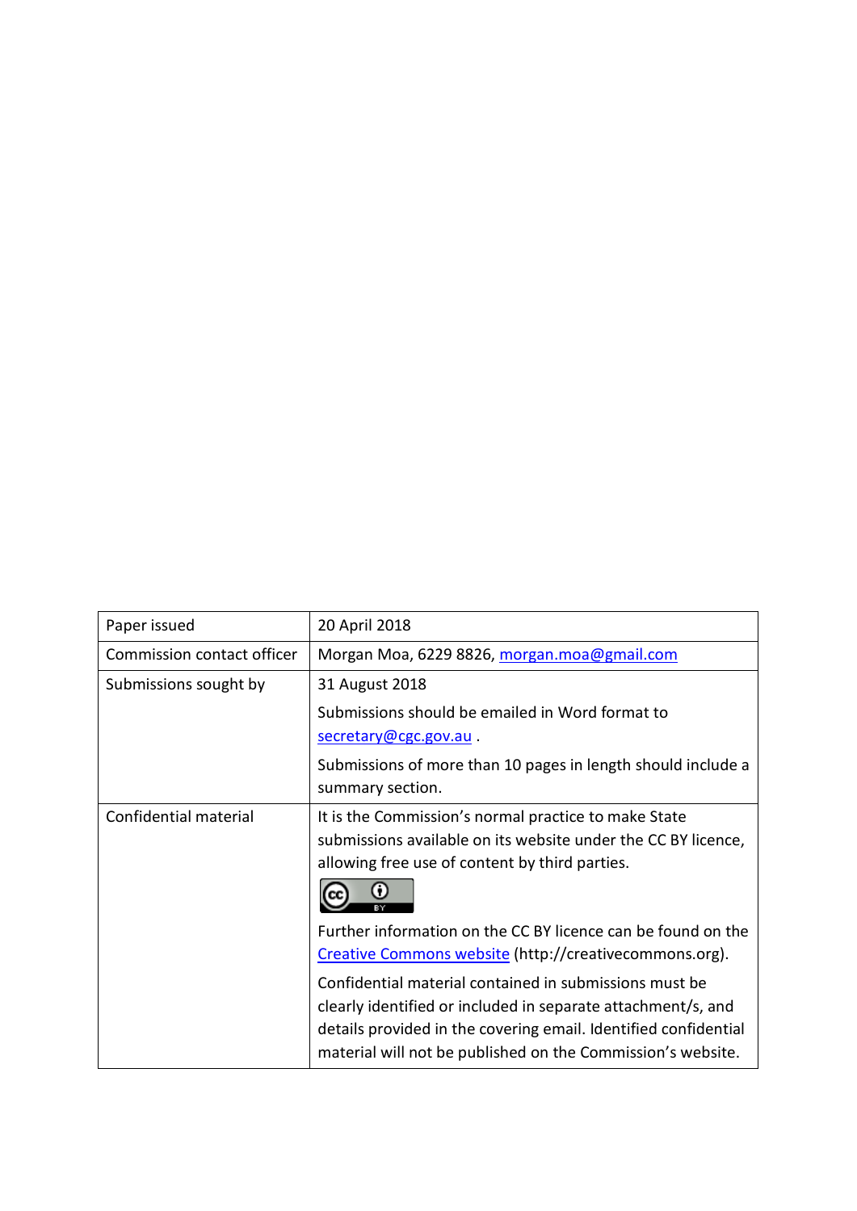| Paper issued | 20 April 2018 |
| --- | --- |
| Commission contact officer | Morgan Moa, 6229 8826, morgan.moa@gmail.com |
| Submissions sought by | 31 August 2018<br><br>Submissions should be emailed in Word format to secretary@cgc.gov.au .<br><br>Submissions of more than 10 pages in length should include a summary section. |
| Confidential material | It is the Commission's normal practice to make State submissions available on its website under the CC BY licence, allowing free use of content by third parties.<br><br>Further information on the CC BY licence can be found on the Creative Commons website (http://creativecommons.org).<br><br>Confidential material contained in submissions must be clearly identified or included in separate attachment/s, and details provided in the covering email. Identified confidential material will not be published on the Commission's website. |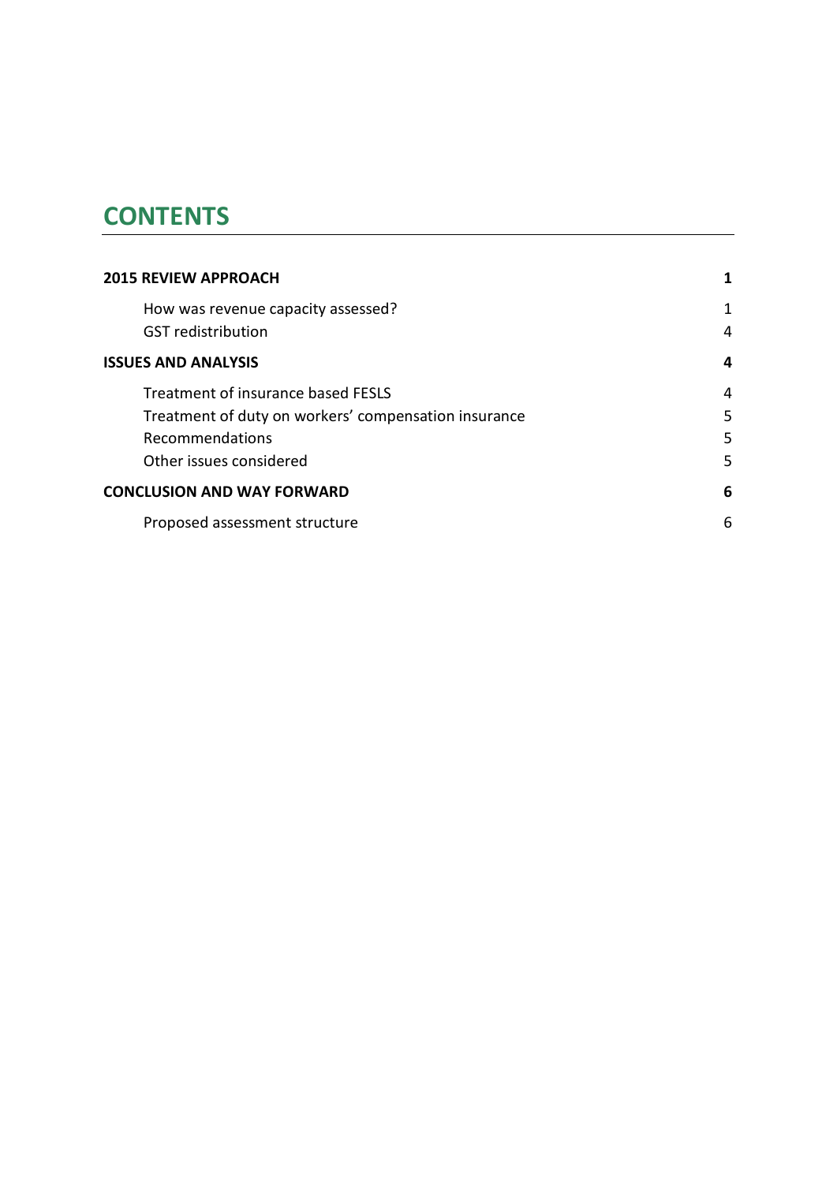# CONTENTS

| | |
|---|---|
| **2015 REVIEW APPROACH** | **1** |
| How was revenue capacity assessed? | 1 |
| GST redistribution | 4 |
| **ISSUES AND ANALYSIS** | **4** |
| Treatment of insurance based FESLS | 4 |
| Treatment of duty on workers' compensation insurance | 5 |
| Recommendations | 5 |
| Other issues considered | 5 |
| **CONCLUSION AND WAY FORWARD** | **6** |
| Proposed assessment structure | 6 |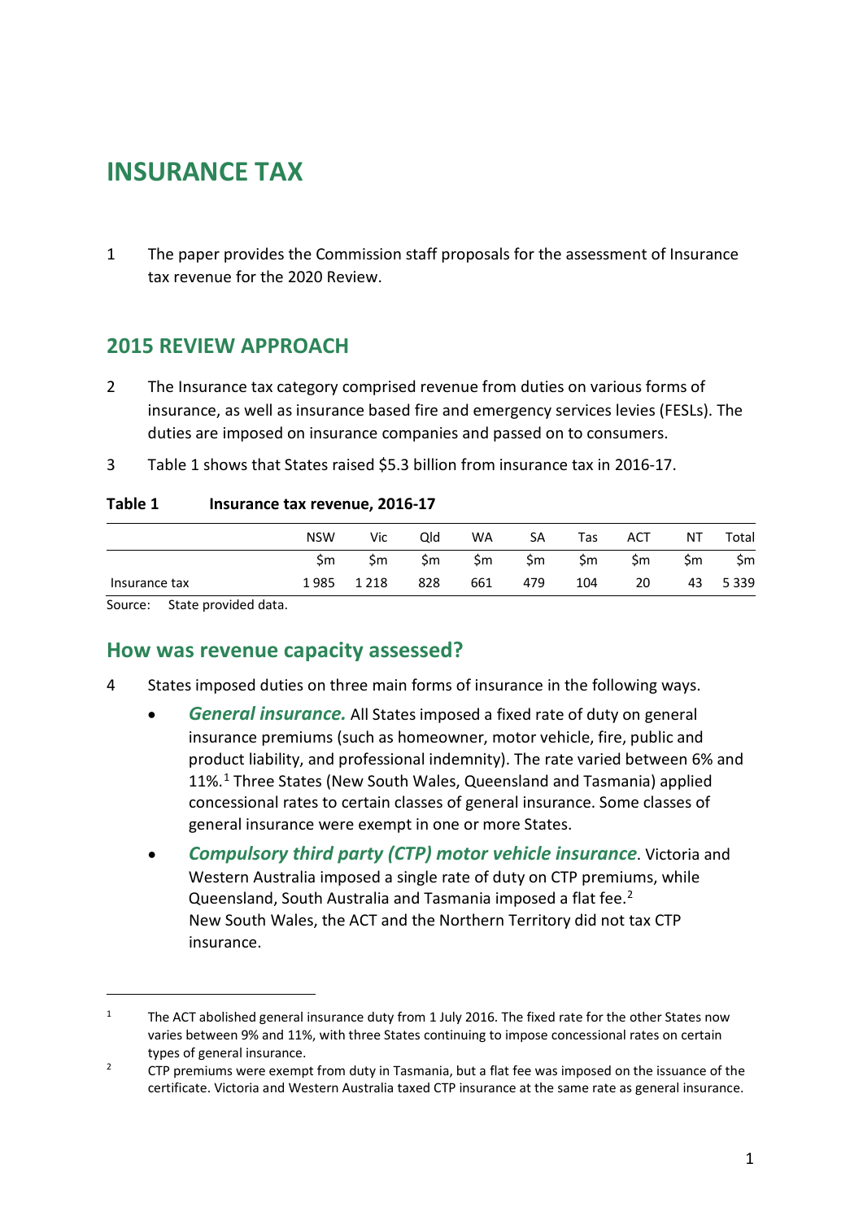# INSURANCE TAX

1 The paper provides the Commission staff proposals for the assessment of Insurance tax revenue for the 2020 Review.

## 2015 REVIEW APPROACH

2 The Insurance tax category comprised revenue from duties on various forms of insurance, as well as insurance based fire and emergency services levies (FESLs). The duties are imposed on insurance companies and passed on to consumers.

3 Table 1 shows that States raised $5.3 billion from insurance tax in 2016-17.

**Table 1 Insurance tax revenue, 2016-17**

| | NSW | Vic | Qld | WA | SA | Tas | ACT | NT | Total |
|---|---|---|---|---|---|---|---|---|---|
| | $m | $m | $m | $m | $m | $m | $m | $m | $m |
| Insurance tax | 1 985 | 1 218 | 828 | 661 | 479 | 104 | 20 | 43 | 5 339 |

Source: State provided data.

### How was revenue capacity assessed?

4 States imposed duties on three main forms of insurance in the following ways.

- ***General insurance.*** All States imposed a fixed rate of duty on general insurance premiums (such as homeowner, motor vehicle, fire, public and product liability, and professional indemnity). The rate varied between 6% and 11%.[1] Three States (New South Wales, Queensland and Tasmania) applied concessional rates to certain classes of general insurance. Some classes of general insurance were exempt in one or more States.
- ***Compulsory third party (CTP) motor vehicle insurance***. Victoria and Western Australia imposed a single rate of duty on CTP premiums, while Queensland, South Australia and Tasmania imposed a flat fee.[2] New South Wales, the ACT and the Northern Territory did not tax CTP insurance.

---

[1] The ACT abolished general insurance duty from 1 July 2016. The fixed rate for the other States now varies between 9% and 11%, with three States continuing to impose concessional rates on certain types of general insurance.

[2] CTP premiums were exempt from duty in Tasmania, but a flat fee was imposed on the issuance of the certificate. Victoria and Western Australia taxed CTP insurance at the same rate as general insurance.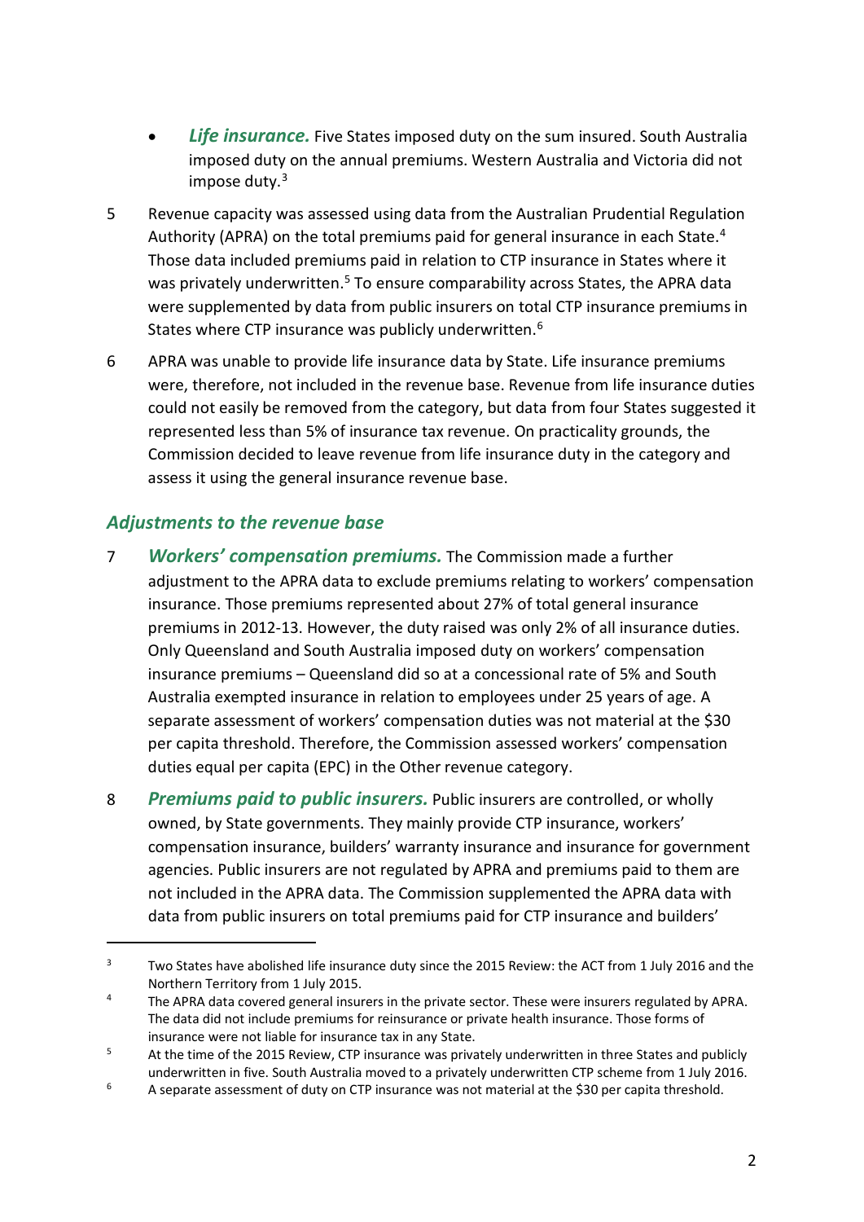- ***Life insurance.*** Five States imposed duty on the sum insured. South Australia imposed duty on the annual premiums. Western Australia and Victoria did not impose duty.[3]

5 Revenue capacity was assessed using data from the Australian Prudential Regulation Authority (APRA) on the total premiums paid for general insurance in each State.[4] Those data included premiums paid in relation to CTP insurance in States where it was privately underwritten.[5] To ensure comparability across States, the APRA data were supplemented by data from public insurers on total CTP insurance premiums in States where CTP insurance was publicly underwritten.[6]

6 APRA was unable to provide life insurance data by State. Life insurance premiums were, therefore, not included in the revenue base. Revenue from life insurance duties could not easily be removed from the category, but data from four States suggested it represented less than 5% of insurance tax revenue. On practicality grounds, the Commission decided to leave revenue from life insurance duty in the category and assess it using the general insurance revenue base.

### *Adjustments to the revenue base*

7 ***Workers' compensation premiums.*** The Commission made a further adjustment to the APRA data to exclude premiums relating to workers' compensation insurance. Those premiums represented about 27% of total general insurance premiums in 2012-13. However, the duty raised was only 2% of all insurance duties. Only Queensland and South Australia imposed duty on workers' compensation insurance premiums – Queensland did so at a concessional rate of 5% and South Australia exempted insurance in relation to employees under 25 years of age. A separate assessment of workers' compensation duties was not material at the $30 per capita threshold. Therefore, the Commission assessed workers' compensation duties equal per capita (EPC) in the Other revenue category.

8 ***Premiums paid to public insurers.*** Public insurers are controlled, or wholly owned, by State governments. They mainly provide CTP insurance, workers' compensation insurance, builders' warranty insurance and insurance for government agencies. Public insurers are not regulated by APRA and premiums paid to them are not included in the APRA data. The Commission supplemented the APRA data with data from public insurers on total premiums paid for CTP insurance and builders'

---

[3] Two States have abolished life insurance duty since the 2015 Review: the ACT from 1 July 2016 and the Northern Territory from 1 July 2015.

[4] The APRA data covered general insurers in the private sector. These were insurers regulated by APRA. The data did not include premiums for reinsurance or private health insurance. Those forms of insurance were not liable for insurance tax in any State.

[5] At the time of the 2015 Review, CTP insurance was privately underwritten in three States and publicly underwritten in five. South Australia moved to a privately underwritten CTP scheme from 1 July 2016.

[6] A separate assessment of duty on CTP insurance was not material at the $30 per capita threshold.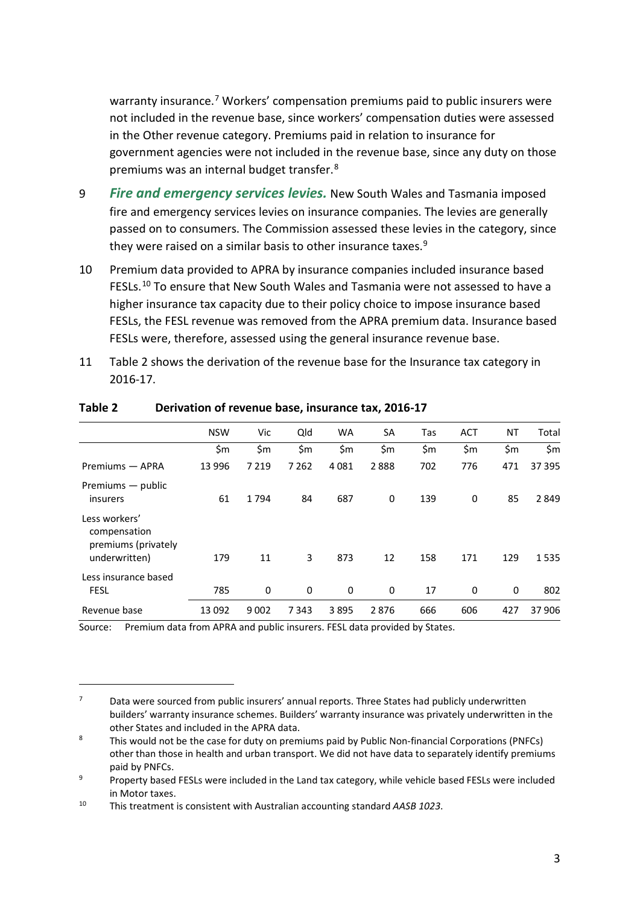warranty insurance.[7] Workers' compensation premiums paid to public insurers were not included in the revenue base, since workers' compensation duties were assessed in the Other revenue category. Premiums paid in relation to insurance for government agencies were not included in the revenue base, since any duty on those premiums was an internal budget transfer.[8]

9 ***Fire and emergency services levies.*** New South Wales and Tasmania imposed fire and emergency services levies on insurance companies. The levies are generally passed on to consumers. The Commission assessed these levies in the category, since they were raised on a similar basis to other insurance taxes.[9]

10 Premium data provided to APRA by insurance companies included insurance based FESLs.[10] To ensure that New South Wales and Tasmania were not assessed to have a higher insurance tax capacity due to their policy choice to impose insurance based FESLs, the FESL revenue was removed from the APRA premium data. Insurance based FESLs were, therefore, assessed using the general insurance revenue base.

11 Table 2 shows the derivation of the revenue base for the Insurance tax category in 2016-17.

**Table 2 Derivation of revenue base, insurance tax, 2016-17**

| | NSW | Vic | Qld | WA | SA | Tas | ACT | NT | Total |
|---|---|---|---|---|---|---|---|---|---|
| | $m | $m | $m | $m | $m | $m | $m | $m | $m |
| Premiums — APRA | 13 996 | 7 219 | 7 262 | 4 081 | 2 888 | 702 | 776 | 471 | 37 395 |
| Premiums — public insurers | 61 | 1 794 | 84 | 687 | 0 | 139 | 0 | 85 | 2 849 |
| Less workers' compensation premiums (privately underwritten) | 179 | 11 | 3 | 873 | 12 | 158 | 171 | 129 | 1 535 |
| Less insurance based FESL | 785 | 0 | 0 | 0 | 0 | 17 | 0 | 0 | 802 |
| Revenue base | 13 092 | 9 002 | 7 343 | 3 895 | 2 876 | 666 | 606 | 427 | 37 906 |

Source: Premium data from APRA and public insurers. FESL data provided by States.

[7] Data were sourced from public insurers' annual reports. Three States had publicly underwritten builders' warranty insurance schemes. Builders' warranty insurance was privately underwritten in the other States and included in the APRA data.

[8] This would not be the case for duty on premiums paid by Public Non-financial Corporations (PNFCs) other than those in health and urban transport. We did not have data to separately identify premiums paid by PNFCs.

[9] Property based FESLs were included in the Land tax category, while vehicle based FESLs were included in Motor taxes.

[10] This treatment is consistent with Australian accounting standard *AASB 1023*.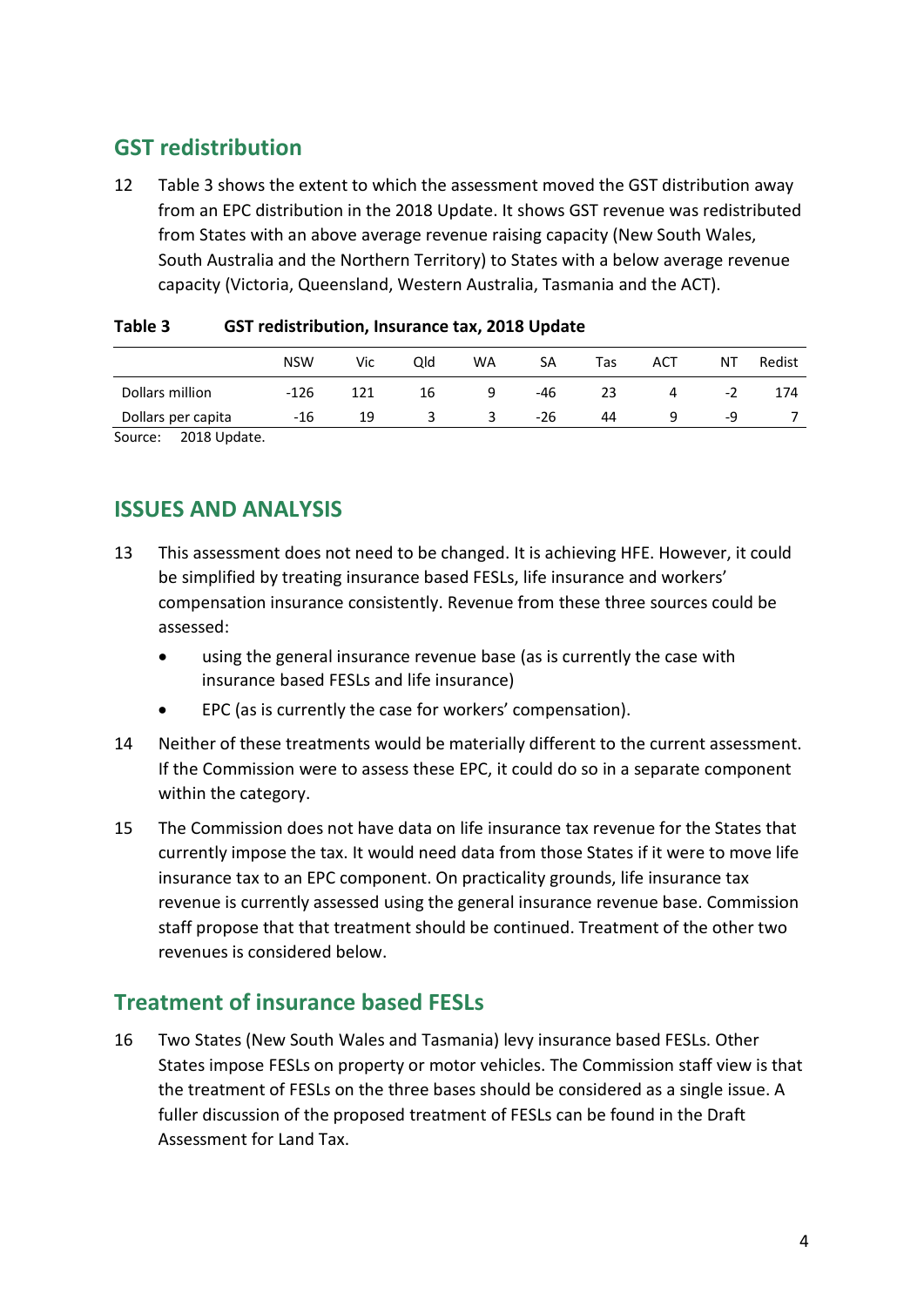## GST redistribution

12 Table 3 shows the extent to which the assessment moved the GST distribution away from an EPC distribution in the 2018 Update. It shows GST revenue was redistributed from States with an above average revenue raising capacity (New South Wales, South Australia and the Northern Territory) to States with a below average revenue capacity (Victoria, Queensland, Western Australia, Tasmania and the ACT).

**Table 3 GST redistribution, Insurance tax, 2018 Update**

| | NSW | Vic | Qld | WA | SA | Tas | ACT | NT | Redist |
|---|---|---|---|---|---|---|---|---|---|
| Dollars million | -126 | 121 | 16 | 9 | -46 | 23 | 4 | -2 | 174 |
| Dollars per capita | -16 | 19 | 3 | 3 | -26 | 44 | 9 | -9 | 7 |

Source: 2018 Update.

## ISSUES AND ANALYSIS

13 This assessment does not need to be changed. It is achieving HFE. However, it could be simplified by treating insurance based FESLs, life insurance and workers' compensation insurance consistently. Revenue from these three sources could be assessed:

- using the general insurance revenue base (as is currently the case with insurance based FESLs and life insurance)
- EPC (as is currently the case for workers' compensation).

14 Neither of these treatments would be materially different to the current assessment. If the Commission were to assess these EPC, it could do so in a separate component within the category.

15 The Commission does not have data on life insurance tax revenue for the States that currently impose the tax. It would need data from those States if it were to move life insurance tax to an EPC component. On practicality grounds, life insurance tax revenue is currently assessed using the general insurance revenue base. Commission staff propose that that treatment should be continued. Treatment of the other two revenues is considered below.

## Treatment of insurance based FESLs

16 Two States (New South Wales and Tasmania) levy insurance based FESLs. Other States impose FESLs on property or motor vehicles. The Commission staff view is that the treatment of FESLs on the three bases should be considered as a single issue. A fuller discussion of the proposed treatment of FESLs can be found in the Draft Assessment for Land Tax.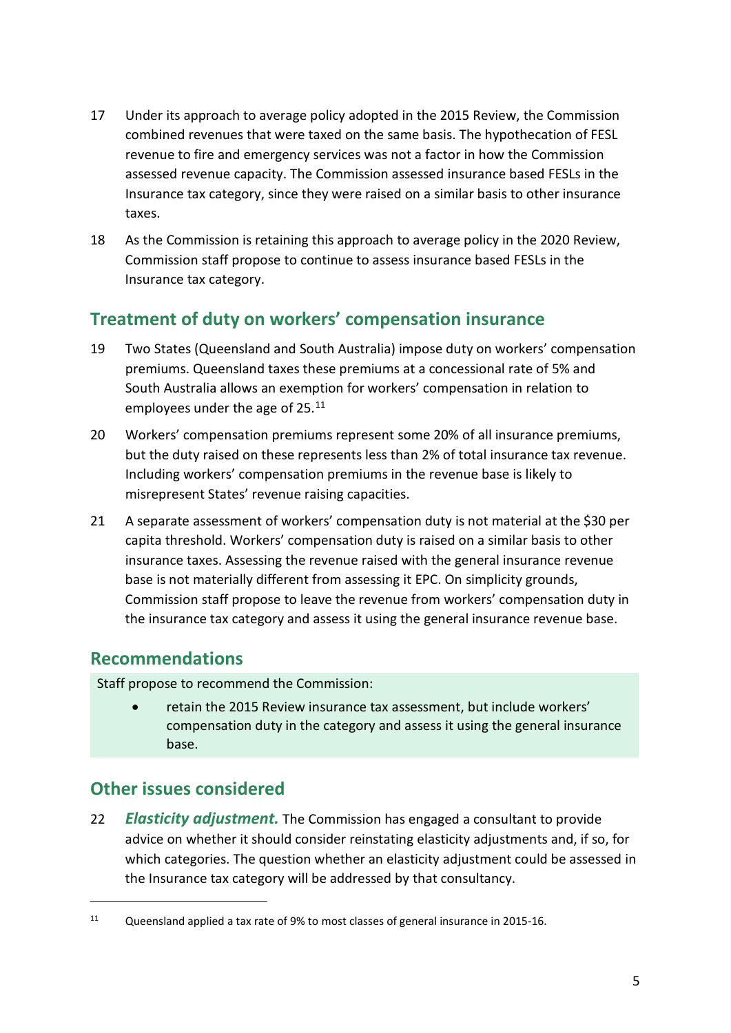17 Under its approach to average policy adopted in the 2015 Review, the Commission combined revenues that were taxed on the same basis. The hypothecation of FESL revenue to fire and emergency services was not a factor in how the Commission assessed revenue capacity. The Commission assessed insurance based FESLs in the Insurance tax category, since they were raised on a similar basis to other insurance taxes.

18 As the Commission is retaining this approach to average policy in the 2020 Review, Commission staff propose to continue to assess insurance based FESLs in the Insurance tax category.

## Treatment of duty on workers' compensation insurance

19 Two States (Queensland and South Australia) impose duty on workers' compensation premiums. Queensland taxes these premiums at a concessional rate of 5% and South Australia allows an exemption for workers' compensation in relation to employees under the age of 25.[11]

20 Workers' compensation premiums represent some 20% of all insurance premiums, but the duty raised on these represents less than 2% of total insurance tax revenue. Including workers' compensation premiums in the revenue base is likely to misrepresent States' revenue raising capacities.

21 A separate assessment of workers' compensation duty is not material at the $30 per capita threshold. Workers' compensation duty is raised on a similar basis to other insurance taxes. Assessing the revenue raised with the general insurance revenue base is not materially different from assessing it EPC. On simplicity grounds, Commission staff propose to leave the revenue from workers' compensation duty in the insurance tax category and assess it using the general insurance revenue base.

## Recommendations

Staff propose to recommend the Commission:

- retain the 2015 Review insurance tax assessment, but include workers' compensation duty in the category and assess it using the general insurance base.

## Other issues considered

22 ***Elasticity adjustment.*** The Commission has engaged a consultant to provide advice on whether it should consider reinstating elasticity adjustments and, if so, for which categories. The question whether an elasticity adjustment could be assessed in the Insurance tax category will be addressed by that consultancy.

---

[11] Queensland applied a tax rate of 9% to most classes of general insurance in 2015-16.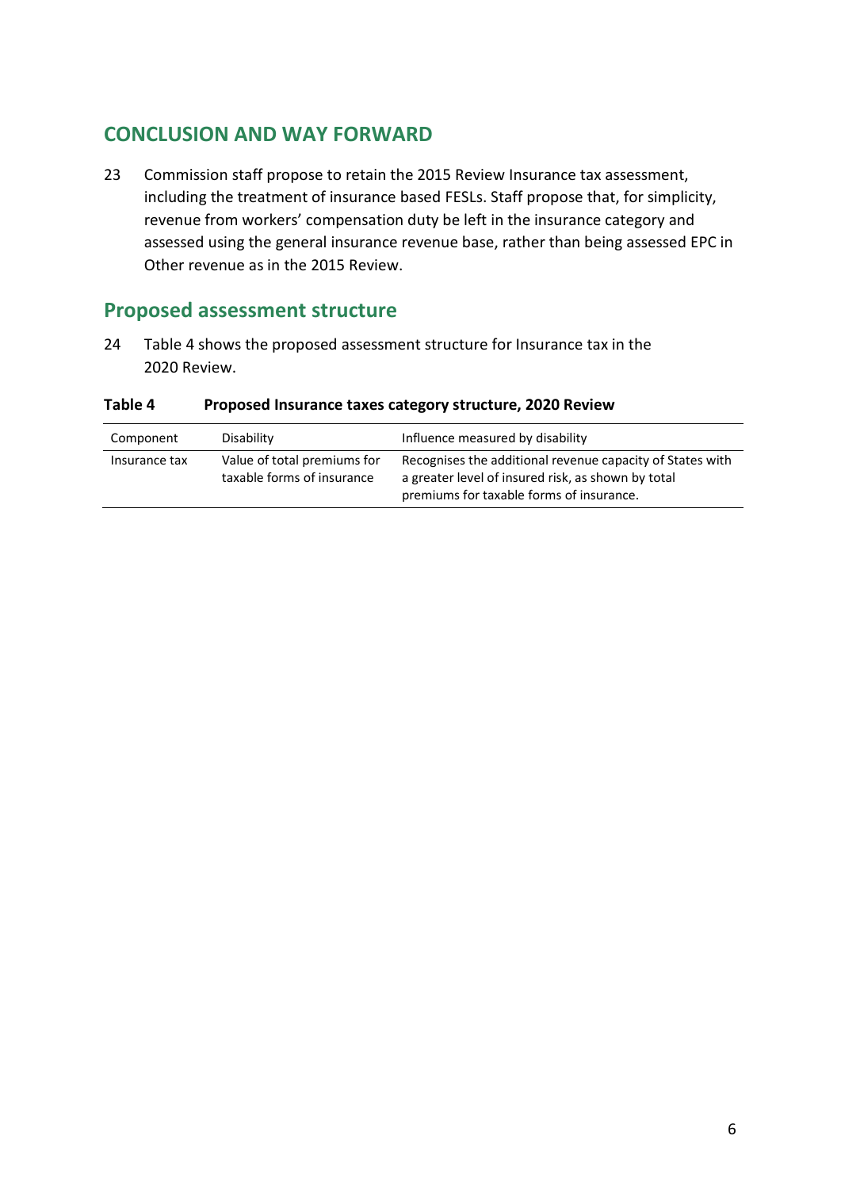## CONCLUSION AND WAY FORWARD

23 Commission staff propose to retain the 2015 Review Insurance tax assessment, including the treatment of insurance based FESLs. Staff propose that, for simplicity, revenue from workers' compensation duty be left in the insurance category and assessed using the general insurance revenue base, rather than being assessed EPC in Other revenue as in the 2015 Review.

## Proposed assessment structure

24 Table 4 shows the proposed assessment structure for Insurance tax in the 2020 Review.

**Table 4 Proposed Insurance taxes category structure, 2020 Review**

| Component | Disability | Influence measured by disability |
|---|---|---|
| Insurance tax | Value of total premiums for taxable forms of insurance | Recognises the additional revenue capacity of States with a greater level of insured risk, as shown by total premiums for taxable forms of insurance. |